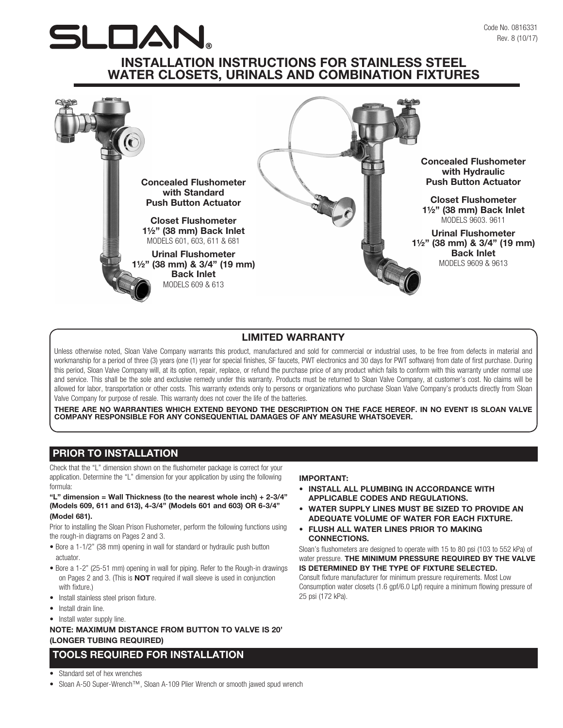SLOAN®

Code No. 0816331
Rev. 8 (10/17)

# INSTALLATION INSTRUCTIONS FOR STAINLESS STEEL WATER CLOSETS, URINALS AND COMBINATION FIXTURES

**Concealed Flushometer with Standard Push Button Actuator**

**Closet Flushometer 1½" (38 mm) Back Inlet**
MODELS 601, 603, 611 & 681

**Urinal Flushometer 1½" (38 mm) & 3/4" (19 mm) Back Inlet**
MODELS 609 & 613

**Concealed Flushometer with Hydraulic Push Button Actuator**

**Closet Flushometer 1½" (38 mm) Back Inlet**
MODELS 9603. 9611

**Urinal Flushometer 1½" (38 mm) & 3/4" (19 mm) Back Inlet**
MODELS 9609 & 9613

## LIMITED WARRANTY

Unless otherwise noted, Sloan Valve Company warrants this product, manufactured and sold for commercial or industrial uses, to be free from defects in material and workmanship for a period of three (3) years (one (1) year for special finishes, SF faucets, PWT electronics and 30 days for PWT software) from date of first purchase. During this period, Sloan Valve Company will, at its option, repair, replace, or refund the purchase price of any product which fails to conform with this warranty under normal use and service. This shall be the sole and exclusive remedy under this warranty. Products must be returned to Sloan Valve Company, at customer's cost. No claims will be allowed for labor, transportation or other costs. This warranty extends only to persons or organizations who purchase Sloan Valve Company's products directly from Sloan Valve Company for purpose of resale. This warranty does not cover the life of the batteries.

**THERE ARE NO WARRANTIES WHICH EXTEND BEYOND THE DESCRIPTION ON THE FACE HEREOF. IN NO EVENT IS SLOAN VALVE COMPANY RESPONSIBLE FOR ANY CONSEQUENTIAL DAMAGES OF ANY MEASURE WHATSOEVER.**

## PRIOR TO INSTALLATION

Check that the "L" dimension shown on the flushometer package is correct for your application. Determine the "L" dimension for your application by using the following formula:

**"L" dimension = Wall Thickness (to the nearest whole inch) + 2-3/4" (Models 609, 611 and 613), 4-3/4" (Models 601 and 603) OR 6-3/4" (Model 681).**

Prior to installing the Sloan Prison Flushometer, perform the following functions using the rough-in diagrams on Pages 2 and 3.

- Bore a 1-1/2" (38 mm) opening in wall for standard or hydraulic push button actuator.
- Bore a 1-2" (25-51 mm) opening in wall for piping. Refer to the Rough-in drawings on Pages 2 and 3. (This is **NOT** required if wall sleeve is used in conjunction with fixture.)
- Install stainless steel prison fixture.
- Install drain line.
- Install water supply line.

**NOTE: MAXIMUM DISTANCE FROM BUTTON TO VALVE IS 20' (LONGER TUBING REQUIRED)**

**IMPORTANT:**

- **INSTALL ALL PLUMBING IN ACCORDANCE WITH APPLICABLE CODES AND REGULATIONS.**
- **WATER SUPPLY LINES MUST BE SIZED TO PROVIDE AN ADEQUATE VOLUME OF WATER FOR EACH FIXTURE.**
- **FLUSH ALL WATER LINES PRIOR TO MAKING CONNECTIONS.**

Sloan's flushometers are designed to operate with 15 to 80 psi (103 to 552 kPa) of water pressure. **THE MINIMUM PRESSURE REQUIRED BY THE VALVE IS DETERMINED BY THE TYPE OF FIXTURE SELECTED.**
Consult fixture manufacturer for minimum pressure requirements. Most Low Consumption water closets (1.6 gpf/6.0 Lpf) require a minimum flowing pressure of 25 psi (172 kPa).

## TOOLS REQUIRED FOR INSTALLATION

- Standard set of hex wrenches
- Sloan A-50 Super-Wrench™, Sloan A-109 Plier Wrench or smooth jawed spud wrench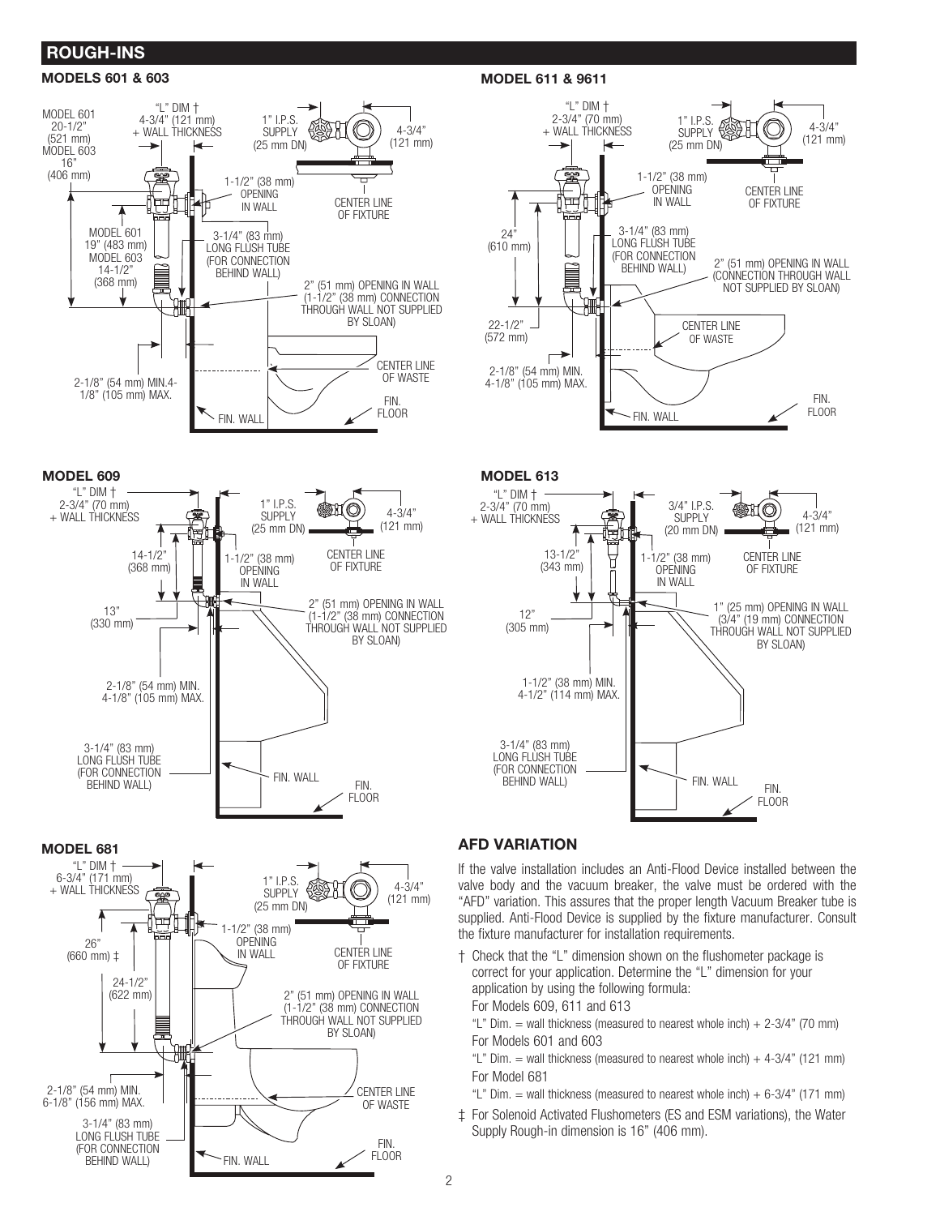## ROUGH-INS

### MODELS 601 & 603

"L" DIM †
4-3/4" (121 mm)
+ WALL THICKNESS

MODEL 601
20-1/2"
(521 mm)
MODEL 603
16"
(406 mm)

1" I.P.S.
SUPPLY
(25 mm DN)

4-3/4"
(121 mm)

1-1/2" (38 mm)
OPENING
IN WALL

CENTER LINE
OF FIXTURE

MODEL 601
19" (483 mm)
MODEL 603
14-1/2"
(368 mm)

3-1/4" (83 mm)
LONG FLUSH TUBE
(FOR CONNECTION
BEHIND WALL)

2" (51 mm) OPENING IN WALL
(1-1/2" (38 mm) CONNECTION
THROUGH WALL NOT SUPPLIED
BY SLOAN)

CENTER LINE
OF WASTE

2-1/8" (54 mm) MIN.4-1/8" (105 mm) MAX.

FIN. WALL

FIN.
FLOOR

### MODEL 611 & 9611

"L" DIM †
2-3/4" (70 mm)
+ WALL THICKNESS

1" I.P.S.
SUPPLY
(25 mm DN)

4-3/4"
(121 mm)

1-1/2" (38 mm)
OPENING
IN WALL

CENTER LINE
OF FIXTURE

24"
(610 mm)

3-1/4" (83 mm)
LONG FLUSH TUBE
(FOR CONNECTION
BEHIND WALL)

2" (51 mm) OPENING IN WALL
(CONNECTION THROUGH WALL
NOT SUPPLIED BY SLOAN)

22-1/2"
(572 mm)

CENTER LINE
OF WASTE

2-1/8" (54 mm) MIN.
4-1/8" (105 mm) MAX.

FIN. WALL

FIN.
FLOOR

### MODEL 609

"L" DIM †
2-3/4" (70 mm)
+ WALL THICKNESS

1" I.P.S.
SUPPLY
(25 mm DN)

4-3/4"
(121 mm)

14-1/2"
(368 mm)

1-1/2" (38 mm)
OPENING
IN WALL

CENTER LINE
OF FIXTURE

13"
(330 mm)

2" (51 mm) OPENING IN WALL
(1-1/2" (38 mm) CONNECTION
THROUGH WALL NOT SUPPLIED
BY SLOAN)

2-1/8" (54 mm) MIN.
4-1/8" (105 mm) MAX.

3-1/4" (83 mm)
LONG FLUSH TUBE
(FOR CONNECTION
BEHIND WALL)

FIN. WALL

FIN.
FLOOR

### MODEL 613

"L" DIM †
2-3/4" (70 mm)
+ WALL THICKNESS

3/4" I.P.S.
SUPPLY
(20 mm DN)

4-3/4"
(121 mm)

13-1/2"
(343 mm)

1-1/2" (38 mm)
OPENING
IN WALL

CENTER LINE
OF FIXTURE

12"
(305 mm)

1" (25 mm) OPENING IN WALL
(3/4" (19 mm) CONNECTION
THROUGH WALL NOT SUPPLIED
BY SLOAN)

1-1/2" (38 mm) MIN.
4-1/2" (114 mm) MAX.

3-1/4" (83 mm)
LONG FLUSH TUBE
(FOR CONNECTION
BEHIND WALL)

FIN. WALL

FIN.
FLOOR

### MODEL 681

"L" DIM †
6-3/4" (171 mm)
+ WALL THICKNESS

1" I.P.S.
SUPPLY
(25 mm DN)

4-3/4"
(121 mm)

1-1/2" (38 mm)
OPENING
IN WALL

CENTER LINE
OF FIXTURE

26"
(660 mm) ‡

24-1/2"
(622 mm)

2" (51 mm) OPENING IN WALL
(1-1/2" (38 mm) CONNECTION
THROUGH WALL NOT SUPPLIED
BY SLOAN)

2-1/8" (54 mm) MIN.
6-1/8" (156 mm) MAX.

CENTER LINE
OF WASTE

3-1/4" (83 mm)
LONG FLUSH TUBE
(FOR CONNECTION
BEHIND WALL)

FIN. WALL

FIN.
FLOOR

## AFD VARIATION

If the valve installation includes an Anti-Flood Device installed between the valve body and the vacuum breaker, the valve must be ordered with the "AFD" variation. This assures that the proper length Vacuum Breaker tube is supplied. Anti-Flood Device is supplied by the fixture manufacturer. Consult the fixture manufacturer for installation requirements.

† Check that the "L" dimension shown on the flushometer package is correct for your application. Determine the "L" dimension for your application by using the following formula:

For Models 609, 611 and 613

"L" Dim. = wall thickness (measured to nearest whole inch) + 2-3/4" (70 mm)

For Models 601 and 603

"L" Dim. = wall thickness (measured to nearest whole inch) + 4-3/4" (121 mm)

For Model 681

"L" Dim. = wall thickness (measured to nearest whole inch) + 6-3/4" (171 mm)

‡ For Solenoid Activated Flushometers (ES and ESM variations), the Water Supply Rough-in dimension is 16" (406 mm).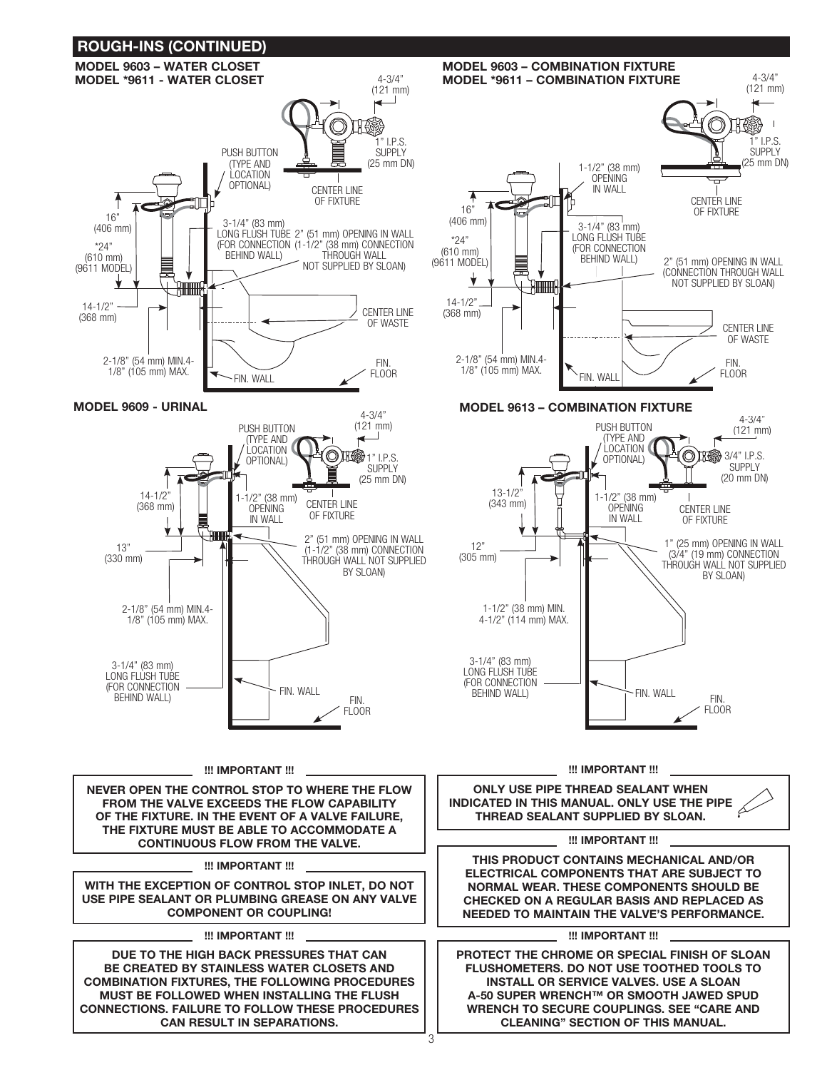## ROUGH-INS (CONTINUED)

### MODEL 9603 – WATER CLOSET
### MODEL *9611 - WATER CLOSET

4-3/4" (121 mm)

1" I.P.S. SUPPLY (25 mm DN)

PUSH BUTTON (TYPE AND LOCATION OPTIONAL)

CENTER LINE OF FIXTURE

16" (406 mm)

*24" (610 mm) (9611 MODEL)

3-1/4" (83 mm) LONG FLUSH TUBE (FOR CONNECTION BEHIND WALL)

2" (51 mm) OPENING IN WALL (1-1/2" (38 mm) CONNECTION THROUGH WALL NOT SUPPLIED BY SLOAN)

14-1/2" (368 mm)

CENTER LINE OF WASTE

2-1/8" (54 mm) MIN. 4-1/8" (105 mm) MAX.

FIN. WALL

FIN. FLOOR

### MODEL 9603 – COMBINATION FIXTURE
### MODEL *9611 – COMBINATION FIXTURE

4-3/4" (121 mm)

1" I.P.S. SUPPLY (25 mm DN)

1-1/2" (38 mm) OPENING IN WALL

CENTER LINE OF FIXTURE

16" (406 mm)

*24" (610 mm) (9611 MODEL)

3-1/4" (83 mm) LONG FLUSH TUBE (FOR CONNECTION BEHIND WALL)

2" (51 mm) OPENING IN WALL (CONNECTION THROUGH WALL NOT SUPPLIED BY SLOAN)

14-1/2" (368 mm)

CENTER LINE OF WASTE

2-1/8" (54 mm) MIN. 4-1/8" (105 mm) MAX.

FIN. WALL

FIN. FLOOR

### MODEL 9609 - URINAL

4-3/4" (121 mm)

PUSH BUTTON (TYPE AND LOCATION OPTIONAL)

1" I.P.S. SUPPLY (25 mm DN)

14-1/2" (368 mm)

1-1/2" (38 mm) OPENING IN WALL

CENTER LINE OF FIXTURE

13" (330 mm)

2" (51 mm) OPENING IN WALL (1-1/2" (38 mm) CONNECTION THROUGH WALL NOT SUPPLIED BY SLOAN)

2-1/8" (54 mm) MIN. 4-1/8" (105 mm) MAX.

3-1/4" (83 mm) LONG FLUSH TUBE (FOR CONNECTION BEHIND WALL)

FIN. WALL

FIN. FLOOR

### MODEL 9613 – COMBINATION FIXTURE

4-3/4" (121 mm)

PUSH BUTTON (TYPE AND LOCATION OPTIONAL)

3/4" I.P.S. SUPPLY (20 mm DN)

13-1/2" (343 mm)

1-1/2" (38 mm) OPENING IN WALL

CENTER LINE OF FIXTURE

12" (305 mm)

1" (25 mm) OPENING IN WALL (3/4" (19 mm) CONNECTION THROUGH WALL NOT SUPPLIED BY SLOAN)

1-1/2" (38 mm) MIN. 4-1/2" (114 mm) MAX.

3-1/4" (83 mm) LONG FLUSH TUBE (FOR CONNECTION BEHIND WALL)

FIN. WALL

FIN. FLOOR

---

**!!! IMPORTANT !!!**

**NEVER OPEN THE CONTROL STOP TO WHERE THE FLOW FROM THE VALVE EXCEEDS THE FLOW CAPABILITY OF THE FIXTURE. IN THE EVENT OF A VALVE FAILURE, THE FIXTURE MUST BE ABLE TO ACCOMMODATE A CONTINUOUS FLOW FROM THE VALVE.**

**!!! IMPORTANT !!!**

**WITH THE EXCEPTION OF CONTROL STOP INLET, DO NOT USE PIPE SEALANT OR PLUMBING GREASE ON ANY VALVE COMPONENT OR COUPLING!**

**!!! IMPORTANT !!!**

**DUE TO THE HIGH BACK PRESSURES THAT CAN BE CREATED BY STAINLESS WATER CLOSETS AND COMBINATION FIXTURES, THE FOLLOWING PROCEDURES MUST BE FOLLOWED WHEN INSTALLING THE FLUSH CONNECTIONS. FAILURE TO FOLLOW THESE PROCEDURES CAN RESULT IN SEPARATIONS.**

**!!! IMPORTANT !!!**

**ONLY USE PIPE THREAD SEALANT WHEN INDICATED IN THIS MANUAL. ONLY USE THE PIPE THREAD SEALANT SUPPLIED BY SLOAN.**

**!!! IMPORTANT !!!**

**THIS PRODUCT CONTAINS MECHANICAL AND/OR ELECTRICAL COMPONENTS THAT ARE SUBJECT TO NORMAL WEAR. THESE COMPONENTS SHOULD BE CHECKED ON A REGULAR BASIS AND REPLACED AS NEEDED TO MAINTAIN THE VALVE'S PERFORMANCE.**

**!!! IMPORTANT !!!**

**PROTECT THE CHROME OR SPECIAL FINISH OF SLOAN FLUSHOMETERS. DO NOT USE TOOTHED TOOLS TO INSTALL OR SERVICE VALVES. USE A SLOAN A-50 SUPER WRENCH™ OR SMOOTH JAWED SPUD WRENCH TO SECURE COUPLINGS. SEE "CARE AND CLEANING" SECTION OF THIS MANUAL.**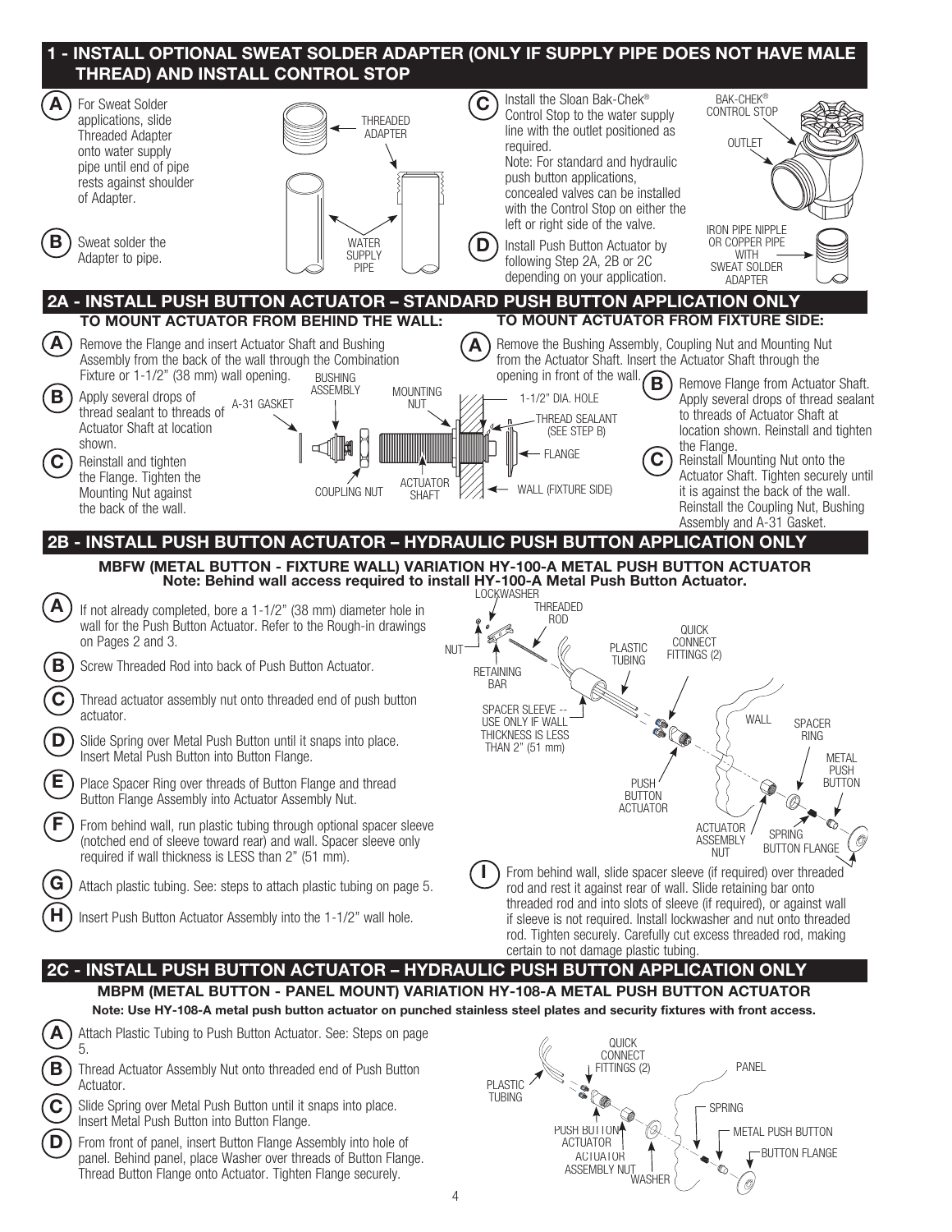## 1 - INSTALL OPTIONAL SWEAT SOLDER ADAPTER (ONLY IF SUPPLY PIPE DOES NOT HAVE MALE THREAD) AND INSTALL CONTROL STOP

**A** For Sweat Solder applications, slide Threaded Adapter onto water supply pipe until end of pipe rests against shoulder of Adapter.

**B** Sweat solder the Adapter to pipe.

**C** Install the Sloan Bak-Chek® Control Stop to the water supply line with the outlet positioned as required.
Note: For standard and hydraulic push button applications, concealed valves can be installed with the Control Stop on either the left or right side of the valve.

**D** Install Push Button Actuator by following Step 2A, 2B or 2C depending on your application.

THREADED ADAPTER
WATER SUPPLY PIPE
BAK-CHEK® CONTROL STOP
OUTLET
IRON PIPE NIPPLE OR COPPER PIPE WITH SWEAT SOLDER ADAPTER

## 2A - INSTALL PUSH BUTTON ACTUATOR – STANDARD PUSH BUTTON APPLICATION ONLY

### TO MOUNT ACTUATOR FROM BEHIND THE WALL:

**A** Remove the Flange and insert Actuator Shaft and Bushing Assembly from the back of the wall through the Combination Fixture or 1-1/2" (38 mm) wall opening.

**B** Apply several drops of thread sealant to threads of Actuator Shaft at location shown.

**C** Reinstall and tighten the Flange. Tighten the Mounting Nut against the back of the wall.

### TO MOUNT ACTUATOR FROM FIXTURE SIDE:

**A** Remove the Bushing Assembly, Coupling Nut and Mounting Nut from the Actuator Shaft. Insert the Actuator Shaft through the opening in front of the wall.

**B** Remove Flange from Actuator Shaft. Apply several drops of thread sealant to threads of Actuator Shaft at location shown. Reinstall and tighten the Flange.

**C** Reinstall Mounting Nut onto the Actuator Shaft. Tighten securely until it is against the back of the wall. Reinstall the Coupling Nut, Bushing Assembly and A-31 Gasket.

A-31 GASKET
BUSHING ASSEMBLY
MOUNTING NUT
COUPLING NUT
ACTUATOR SHAFT
1-1/2" DIA. HOLE
THREAD SEALANT (SEE STEP B)
FLANGE
WALL (FIXTURE SIDE)

## 2B - INSTALL PUSH BUTTON ACTUATOR – HYDRAULIC PUSH BUTTON APPLICATION ONLY

**MBFW (METAL BUTTON - FIXTURE WALL) VARIATION HY-100-A METAL PUSH BUTTON ACTUATOR**
**Note: Behind wall access required to install HY-100-A Metal Push Button Actuator.**

**A** If not already completed, bore a 1-1/2" (38 mm) diameter hole in wall for the Push Button Actuator. Refer to the Rough-in drawings on Pages 2 and 3.

**B** Screw Threaded Rod into back of Push Button Actuator.

**C** Thread actuator assembly nut onto threaded end of push button actuator.

**D** Slide Spring over Metal Push Button until it snaps into place. Insert Metal Push Button into Button Flange.

**E** Place Spacer Ring over threads of Button Flange and thread Button Flange Assembly into Actuator Assembly Nut.

**F** From behind wall, run plastic tubing through optional spacer sleeve (notched end of sleeve toward rear) and wall. Spacer sleeve only required if wall thickness is LESS than 2" (51 mm).

**G** Attach plastic tubing. See: steps to attach plastic tubing on page 5.

**H** Insert Push Button Actuator Assembly into the 1-1/2" wall hole.

**I** From behind wall, slide spacer sleeve (if required) over threaded rod and rest it against rear of wall. Slide retaining bar onto threaded rod and into slots of sleeve (if required), or against wall if sleeve is not required. Install lockwasher and nut onto threaded rod. Tighten securely. Carefully cut excess threaded rod, making certain to not damage plastic tubing.

LOCKWASHER
NUT
RETAINING BAR
THREADED ROD
PLASTIC TUBING
QUICK CONNECT FITTINGS (2)
SPACER SLEEVE -- USE ONLY IF WALL THICKNESS IS LESS THAN 2" (51 mm)
WALL
SPACER RING
METAL PUSH BUTTON
PUSH BUTTON ACTUATOR
ACTUATOR ASSEMBLY NUT
SPRING
BUTTON FLANGE

## 2C - INSTALL PUSH BUTTON ACTUATOR – HYDRAULIC PUSH BUTTON APPLICATION ONLY

**MBPM (METAL BUTTON - PANEL MOUNT) VARIATION HY-108-A METAL PUSH BUTTON ACTUATOR**

**Note: Use HY-108-A metal push button actuator on punched stainless steel plates and security fixtures with front access.**

**A** Attach Plastic Tubing to Push Button Actuator. See: Steps on page 5.

**B** Thread Actuator Assembly Nut onto threaded end of Push Button Actuator.

**C** Slide Spring over Metal Push Button until it snaps into place. Insert Metal Push Button into Button Flange.

**D** From front of panel, insert Button Flange Assembly into hole of panel. Behind panel, place Washer over threads of Button Flange. Thread Button Flange onto Actuator. Tighten Flange securely.

PLASTIC TUBING
QUICK CONNECT FITTINGS (2)
PANEL
SPRING
METAL PUSH BUTTON
BUTTON FLANGE
PUSH BUTTON ACTUATOR
ACTUATOR ASSEMBLY NUT
WASHER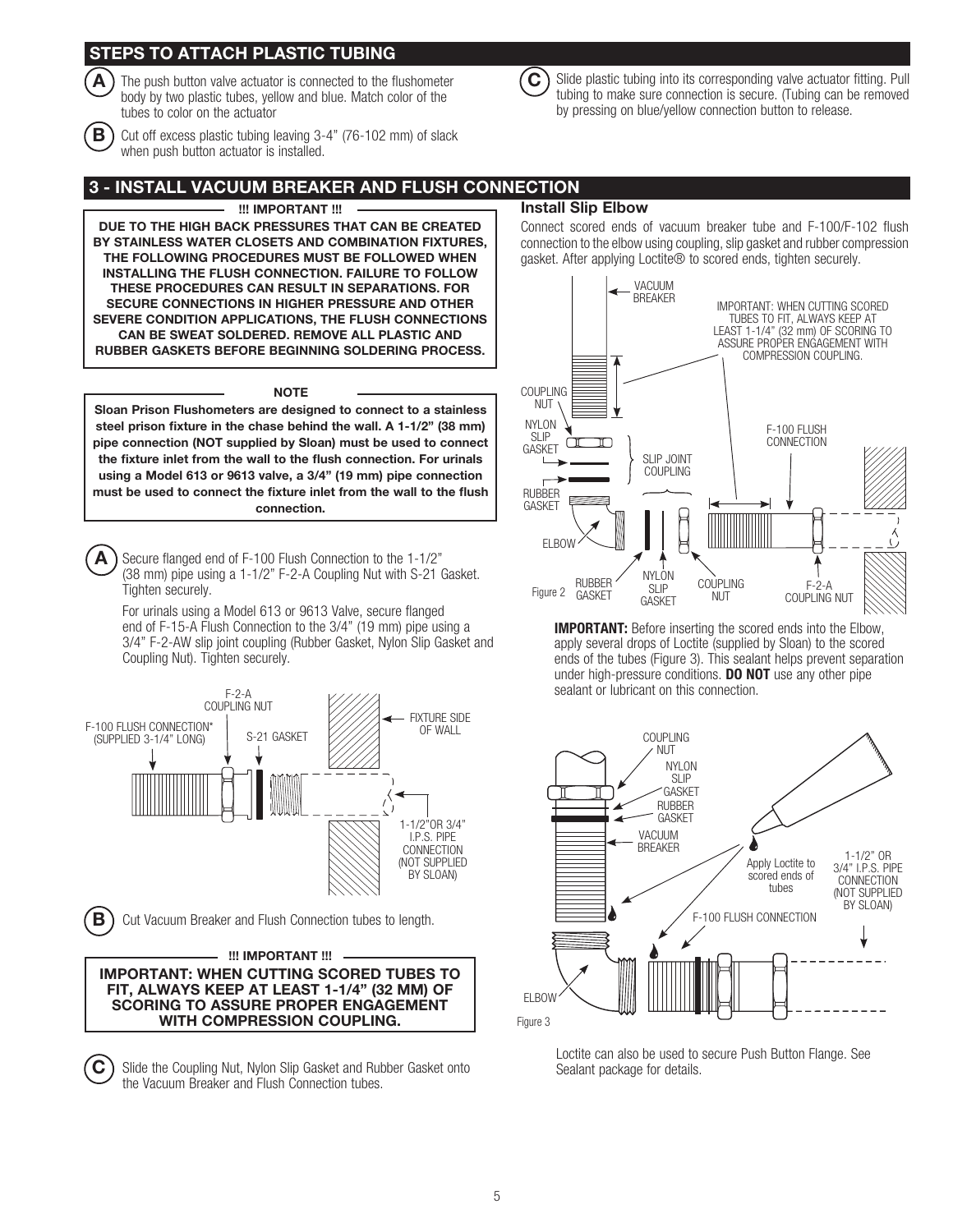## STEPS TO ATTACH PLASTIC TUBING

**A** The push button valve actuator is connected to the flushometer body by two plastic tubes, yellow and blue. Match color of the tubes to color on the actuator

**B** Cut off excess plastic tubing leaving 3-4" (76-102 mm) of slack when push button actuator is installed.

**C** Slide plastic tubing into its corresponding valve actuator fitting. Pull tubing to make sure connection is secure. (Tubing can be removed by pressing on blue/yellow connection button to release.

## 3 - INSTALL VACUUM BREAKER AND FLUSH CONNECTION

**!!! IMPORTANT !!!**

**DUE TO THE HIGH BACK PRESSURES THAT CAN BE CREATED BY STAINLESS WATER CLOSETS AND COMBINATION FIXTURES, THE FOLLOWING PROCEDURES MUST BE FOLLOWED WHEN INSTALLING THE FLUSH CONNECTION. FAILURE TO FOLLOW THESE PROCEDURES CAN RESULT IN SEPARATIONS. FOR SECURE CONNECTIONS IN HIGHER PRESSURE AND OTHER SEVERE CONDITION APPLICATIONS, THE FLUSH CONNECTIONS CAN BE SWEAT SOLDERED. REMOVE ALL PLASTIC AND RUBBER GASKETS BEFORE BEGINNING SOLDERING PROCESS.**

**NOTE**

**Sloan Prison Flushometers are designed to connect to a stainless steel prison fixture in the chase behind the wall. A 1-1/2" (38 mm) pipe connection (NOT supplied by Sloan) must be used to connect the fixture inlet from the wall to the flush connection. For urinals using a Model 613 or 9613 valve, a 3/4" (19 mm) pipe connection must be used to connect the fixture inlet from the wall to the flush connection.**

**A** Secure flanged end of F-100 Flush Connection to the 1-1/2" (38 mm) pipe using a 1-1/2" F-2-A Coupling Nut with S-21 Gasket. Tighten securely.

For urinals using a Model 613 or 9613 Valve, secure flanged end of F-15-A Flush Connection to the 3/4" (19 mm) pipe using a 3/4" F-2-AW slip joint coupling (Rubber Gasket, Nylon Slip Gasket and Coupling Nut). Tighten securely.

F-100 FLUSH CONNECTION* (SUPPLIED 3-1/4" LONG) | F-2-A COUPLING NUT | S-21 GASKET | FIXTURE SIDE OF WALL | 1-1/2" OR 3/4" I.P.S. PIPE CONNECTION (NOT SUPPLIED BY SLOAN)

**B** Cut Vacuum Breaker and Flush Connection tubes to length.

**!!! IMPORTANT !!!**

**IMPORTANT: WHEN CUTTING SCORED TUBES TO FIT, ALWAYS KEEP AT LEAST 1-1/4" (32 MM) OF SCORING TO ASSURE PROPER ENGAGEMENT WITH COMPRESSION COUPLING.**

**C** Slide the Coupling Nut, Nylon Slip Gasket and Rubber Gasket onto the Vacuum Breaker and Flush Connection tubes.

### Install Slip Elbow

Connect scored ends of vacuum breaker tube and F-100/F-102 flush connection to the elbow using coupling, slip gasket and rubber compression gasket. After applying Loctite® to scored ends, tighten securely.

VACUUM BREAKER | IMPORTANT: WHEN CUTTING SCORED TUBES TO FIT, ALWAYS KEEP AT LEAST 1-1/4" (32 mm) OF SCORING TO ASSURE PROPER ENGAGEMENT WITH COMPRESSION COUPLING. | COUPLING NUT | NYLON SLIP GASKET | SLIP JOINT COUPLING | RUBBER GASKET | F-100 FLUSH CONNECTION | ELBOW | RUBBER GASKET | NYLON SLIP GASKET | COUPLING NUT | F-2-A COUPLING NUT

Figure 2

**IMPORTANT:** Before inserting the scored ends into the Elbow, apply several drops of Loctite (supplied by Sloan) to the scored ends of the tubes (Figure 3). This sealant helps prevent separation under high-pressure conditions. **DO NOT** use any other pipe sealant or lubricant on this connection.

COUPLING NUT | NYLON SLIP GASKET | RUBBER GASKET | VACUUM BREAKER | Apply Loctite to scored ends of tubes | 1-1/2" OR 3/4" I.P.S. PIPE CONNECTION (NOT SUPPLIED BY SLOAN) | F-100 FLUSH CONNECTION | ELBOW

Figure 3

Loctite can also be used to secure Push Button Flange. See Sealant package for details.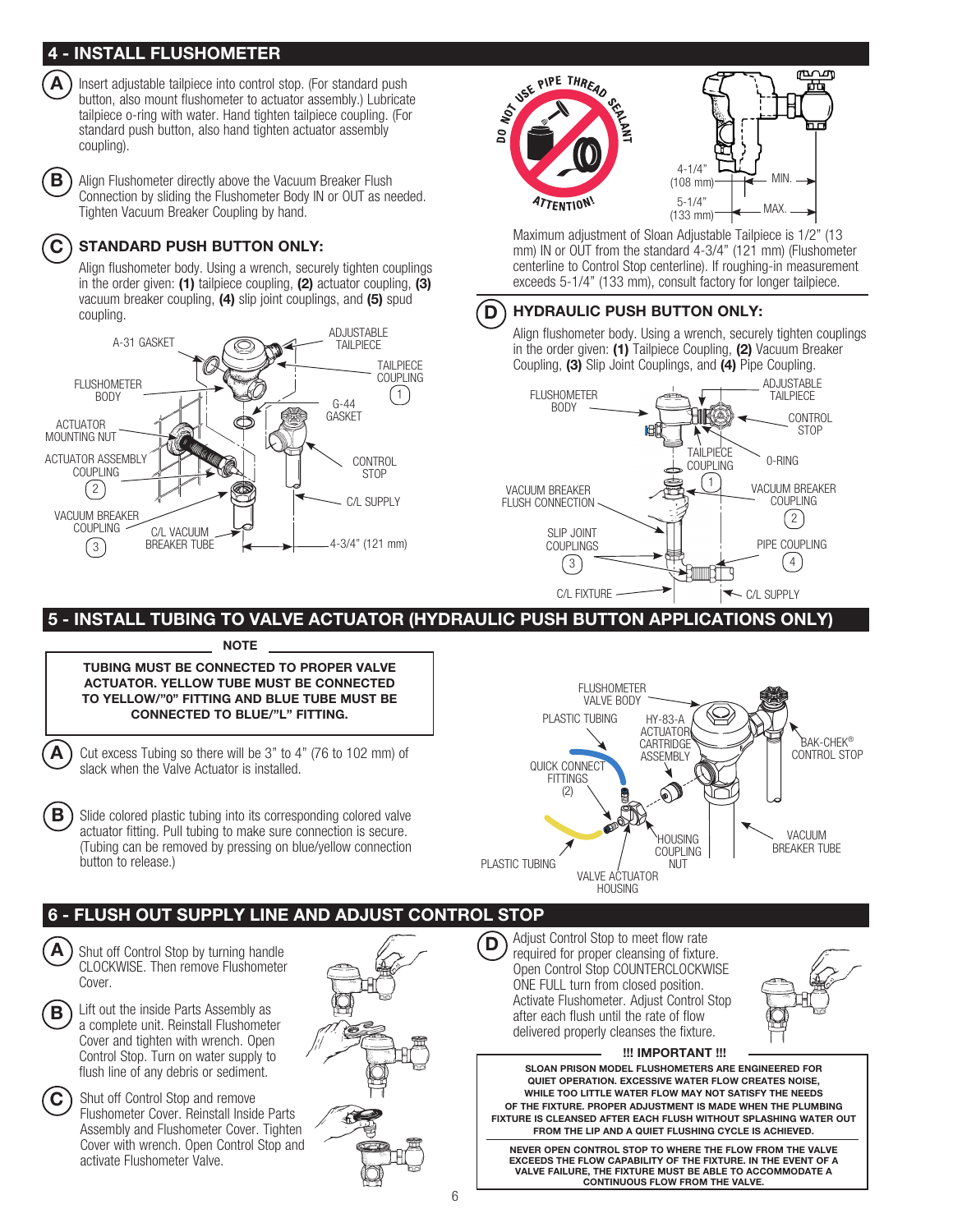## 4 - INSTALL FLUSHOMETER

**A** Insert adjustable tailpiece into control stop. (For standard push button, also mount flushometer to actuator assembly.) Lubricate tailpiece o-ring with water. Hand tighten tailpiece coupling. (For standard push button, also hand tighten actuator assembly coupling).

**B** Align Flushometer directly above the Vacuum Breaker Flush Connection by sliding the Flushometer Body IN or OUT as needed. Tighten Vacuum Breaker Coupling by hand.

**C** **STANDARD PUSH BUTTON ONLY:**

Align flushometer body. Using a wrench, securely tighten couplings in the order given: **(1)** tailpiece coupling, **(2)** actuator coupling, **(3)** vacuum breaker coupling, **(4)** slip joint couplings, and **(5)** spud coupling.

DO NOT USE PIPE THREAD SEALANT — ATTENTION!

Maximum adjustment of Sloan Adjustable Tailpiece is 1/2" (13 mm) IN or OUT from the standard 4-3/4" (121 mm) (Flushometer centerline to Control Stop centerline). If roughing-in measurement exceeds 5-1/4" (133 mm), consult factory for longer tailpiece.

**D** **HYDRAULIC PUSH BUTTON ONLY:**

Align flushometer body. Using a wrench, securely tighten couplings in the order given: **(1)** Tailpiece Coupling, **(2)** Vacuum Breaker Coupling, **(3)** Slip Joint Couplings, and **(4)** Pipe Coupling.

## 5 - INSTALL TUBING TO VALVE ACTUATOR (HYDRAULIC PUSH BUTTON APPLICATIONS ONLY)

**NOTE**

**TUBING MUST BE CONNECTED TO PROPER VALVE ACTUATOR. YELLOW TUBE MUST BE CONNECTED TO YELLOW/"0" FITTING AND BLUE TUBE MUST BE CONNECTED TO BLUE/"L" FITTING.**

**A** Cut excess Tubing so there will be 3" to 4" (76 to 102 mm) of slack when the Valve Actuator is installed.

**B** Slide colored plastic tubing into its corresponding colored valve actuator fitting. Pull tubing to make sure connection is secure. (Tubing can be removed by pressing on blue/yellow connection button to release.)

## 6 - FLUSH OUT SUPPLY LINE AND ADJUST CONTROL STOP

**A** Shut off Control Stop by turning handle CLOCKWISE. Then remove Flushometer Cover.

**B** Lift out the inside Parts Assembly as a complete unit. Reinstall Flushometer Cover and tighten with wrench. Open Control Stop. Turn on water supply to flush line of any debris or sediment.

**C** Shut off Control Stop and remove Flushometer Cover. Reinstall Inside Parts Assembly and Flushometer Cover. Tighten Cover with wrench. Open Control Stop and activate Flushometer Valve.

**D** Adjust Control Stop to meet flow rate required for proper cleansing of fixture. Open Control Stop COUNTERCLOCKWISE ONE FULL turn from closed position. Activate Flushometer. Adjust Control Stop after each flush until the rate of flow delivered properly cleanses the fixture.

**!!! IMPORTANT !!!**

**SLOAN PRISON MODEL FLUSHOMETERS ARE ENGINEERED FOR QUIET OPERATION. EXCESSIVE WATER FLOW CREATES NOISE, WHILE TOO LITTLE WATER FLOW MAY NOT SATISFY THE NEEDS OF THE FIXTURE. PROPER ADJUSTMENT IS MADE WHEN THE PLUMBING FIXTURE IS CLEANSED AFTER EACH FLUSH WITHOUT SPLASHING WATER OUT FROM THE LIP AND A QUIET FLUSHING CYCLE IS ACHIEVED.**

**NEVER OPEN CONTROL STOP TO WHERE THE FLOW FROM THE VALVE EXCEEDS THE FLOW CAPABILITY OF THE FIXTURE. IN THE EVENT OF A VALVE FAILURE, THE FIXTURE MUST BE ABLE TO ACCOMMODATE A CONTINUOUS FLOW FROM THE VALVE.**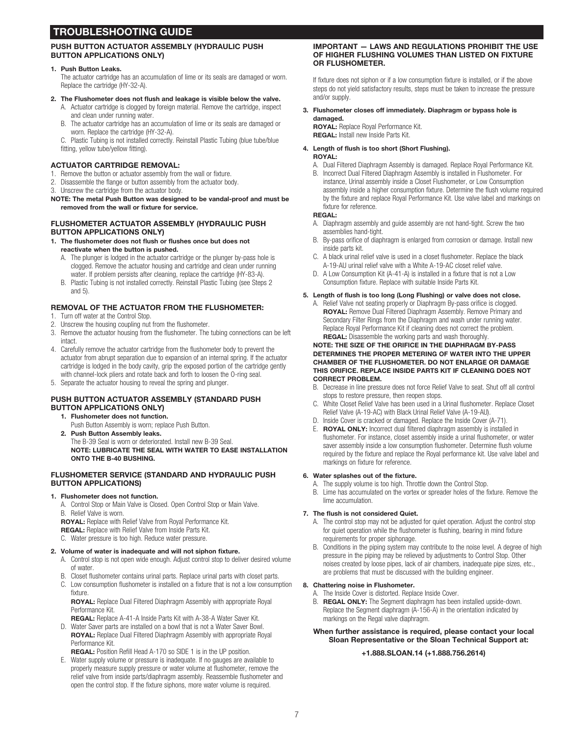# TROUBLESHOOTING GUIDE

### PUSH BUTTON ACTUATOR ASSEMBLY (HYDRAULIC PUSH BUTTON APPLICATIONS ONLY)

1. **Push Button Leaks.**
   The actuator cartridge has an accumulation of lime or its seals are damaged or worn. Replace the cartridge (HY-32-A).
2. **The Flushometer does not flush and leakage is visible below the valve.**
   A. Actuator cartridge is clogged by foreign material. Remove the cartridge, inspect and clean under running water.
   B. The actuator cartridge has an accumulation of lime or its seals are damaged or worn. Replace the cartridge (HY-32-A).
   C. Plastic Tubing is not installed correctly. Reinstall Plastic Tubing (blue tube/blue fitting, yellow tube/yellow fitting).

### ACTUATOR CARTRIDGE REMOVAL:

1. Remove the button or actuator assembly from the wall or fixture.
2. Disassemble the flange or button assembly from the actuator body.
3. Unscrew the cartridge from the actuator body.

**NOTE: The metal Push Button was designed to be vandal-proof and must be removed from the wall or fixture for service.**

### FLUSHOMETER ACTUATOR ASSEMBLY (HYDRAULIC PUSH BUTTON APPLICATIONS ONLY)

1. **The flushometer does not flush or flushes once but does not reactivate when the button is pushed.**
   A. The plunger is lodged in the actuator cartridge or the plunger by-pass hole is clogged. Remove the actuator housing and cartridge and clean under running water. If problem persists after cleaning, replace the cartridge (HY-83-A).
   B. Plastic Tubing is not installed correctly. Reinstall Plastic Tubing (see Steps 2 and 5).

### REMOVAL OF THE ACTUATOR FROM THE FLUSHOMETER:

1. Turn off water at the Control Stop.
2. Unscrew the housing coupling nut from the flushometer.
3. Remove the actuator housing from the flushometer. The tubing connections can be left intact.
4. Carefully remove the actuator cartridge from the flushometer body to prevent the actuator from abrupt separation due to expansion of an internal spring. If the actuator cartridge is lodged in the body cavity, grip the exposed portion of the cartridge gently with channel-lock pliers and rotate back and forth to loosen the O-ring seal.
5. Separate the actuator housing to reveal the spring and plunger.

### PUSH BUTTON ACTUATOR ASSEMBLY (STANDARD PUSH BUTTON APPLICATIONS ONLY)

1. **Flushometer does not function.**
   Push Button Assembly is worn; replace Push Button.
2. **Push Button Assembly leaks.**
   The B-39 Seal is worn or deteriorated. Install new B-39 Seal.
   **NOTE: LUBRICATE THE SEAL WITH WATER TO EASE INSTALLATION ONTO THE B-40 BUSHING.**

### FLUSHOMETER SERVICE (STANDARD AND HYDRAULIC PUSH BUTTON APPLICATIONS)

1. **Flushometer does not function.**
   A. Control Stop or Main Valve is Closed. Open Control Stop or Main Valve.
   B. Relief Valve is worn.
   **ROYAL:** Replace with Relief Valve from Royal Performance Kit.
   **REGAL:** Replace with Relief Valve from Inside Parts Kit.
   C. Water pressure is too high. Reduce water pressure.
2. **Volume of water is inadequate and will not siphon fixture.**
   A. Control stop is not open wide enough. Adjust control stop to deliver desired volume of water.
   B. Closet flushometer contains urinal parts. Replace urinal parts with closet parts.
   C. Low consumption flushometer is installed on a fixture that is not a low consumption fixture.
   **ROYAL:** Replace Dual Filtered Diaphragm Assembly with appropriate Royal Performance Kit.
   **REGAL:** Replace A-41-A Inside Parts Kit with A-38-A Water Saver Kit.
   D. Water Saver parts are installed on a bowl that is not a Water Saver Bowl.
   **ROYAL:** Replace Dual Filtered Diaphragm Assembly with appropriate Royal Performance Kit.
   **REGAL:** Position Refill Head A-170 so SIDE 1 is in the UP position.
   E. Water supply volume or pressure is inadequate. If no gauges are available to properly measure supply pressure or water volume at flushometer, remove the relief valve from inside parts/diaphragm assembly. Reassemble flushometer and open the control stop. If the fixture siphons, more water volume is required.

**IMPORTANT — LAWS AND REGULATIONS PROHIBIT THE USE OF HIGHER FLUSHING VOLUMES THAN LISTED ON FIXTURE OR FLUSHOMETER.**

If fixture does not siphon or if a low consumption fixture is installed, or if the above steps do not yield satisfactory results, steps must be taken to increase the pressure and/or supply.

3. **Flushometer closes off immediately. Diaphragm or bypass hole is damaged.**
   **ROYAL:** Replace Royal Performance Kit.
   **REGAL:** Install new Inside Parts Kit.
4. **Length of flush is too short (Short Flushing).**
   **ROYAL:**
   A. Dual Filtered Diaphragm Assembly is damaged. Replace Royal Performance Kit.
   B. Incorrect Dual Filtered Diaphragm Assembly is installed in Flushometer. For instance, Urinal assembly inside a Closet Flushometer, or Low Consumption assembly inside a higher consumption fixture. Determine the flush volume required by the fixture and replace Royal Performance Kit. Use valve label and markings on fixture for reference.
   **REGAL:**
   A. Diaphragm assembly and guide assembly are not hand-tight. Screw the two assemblies hand-tight.
   B. By-pass orifice of diaphragm is enlarged from corrosion or damage. Install new inside parts kit.
   C. A black urinal relief valve is used in a closet flushometer. Replace the black A-19-AU urinal relief valve with a White A-19-AC closet relief valve.
   D. A Low Consumption Kit (A-41-A) is installed in a fixture that is not a Low Consumption fixture. Replace with suitable Inside Parts Kit.
5. **Length of flush is too long (Long Flushing) or valve does not close.**
   A. Relief Valve not seating properly or Diaphragm By-pass orifice is clogged.
   **ROYAL:** Remove Dual Filtered Diaphragm Assembly. Remove Primary and Secondary Filter Rings from the Diaphragm and wash under running water. Replace Royal Performance Kit if cleaning does not correct the problem.
   **REGAL:** Disassemble the working parts and wash thoroughly.
   **NOTE: THE SIZE OF THE ORIFICE IN THE DIAPHRAGM BY-PASS DETERMINES THE PROPER METERING OF WATER INTO THE UPPER CHAMBER OF THE FLUSHOMETER. DO NOT ENLARGE OR DAMAGE THIS ORIFICE. REPLACE INSIDE PARTS KIT IF CLEANING DOES NOT CORRECT PROBLEM.**
   B. Decrease in line pressure does not force Relief Valve to seat. Shut off all control stops to restore pressure, then reopen stops.
   C. White Closet Relief Valve has been used in a Urinal flushometer. Replace Closet Relief Valve (A-19-AC) with Black Urinal Relief Valve (A-19-AU).
   D. Inside Cover is cracked or damaged. Replace the Inside Cover (A-71).
   E. **ROYAL ONLY:** Incorrect dual filtered diaphragm assembly is installed in flushometer. For instance, closet assembly inside a urinal flushometer, or water saver assembly inside a low consumption flushometer. Determine flush volume required by the fixture and replace the Royal performance kit. Use valve label and markings on fixture for reference.
6. **Water splashes out of the fixture.**
   A. The supply volume is too high. Throttle down the Control Stop.
   B. Lime has accumulated on the vortex or spreader holes of the fixture. Remove the lime accumulation.
7. **The flush is not considered Quiet.**
   A. The control stop may not be adjusted for quiet operation. Adjust the control stop for quiet operation while the flushometer is flushing, bearing in mind fixture requirements for proper siphonage.
   B. Conditions in the piping system may contribute to the noise level. A degree of high pressure in the piping may be relieved by adjustments to Control Stop. Other noises created by loose pipes, lack of air chambers, inadequate pipe sizes, etc., are problems that must be discussed with the building engineer.
8. **Chattering noise in Flushometer.**
   A. The Inside Cover is distorted. Replace Inside Cover.
   B. **REGAL ONLY:** The Segment diaphragm has been installed upside-down. Replace the Segment diaphragm (A-156-A) in the orientation indicated by markings on the Regal valve diaphragm.

**When further assistance is required, please contact your local Sloan Representative or the Sloan Technical Support at:**

**+1.888.SLOAN.14 (+1.888.756.2614)**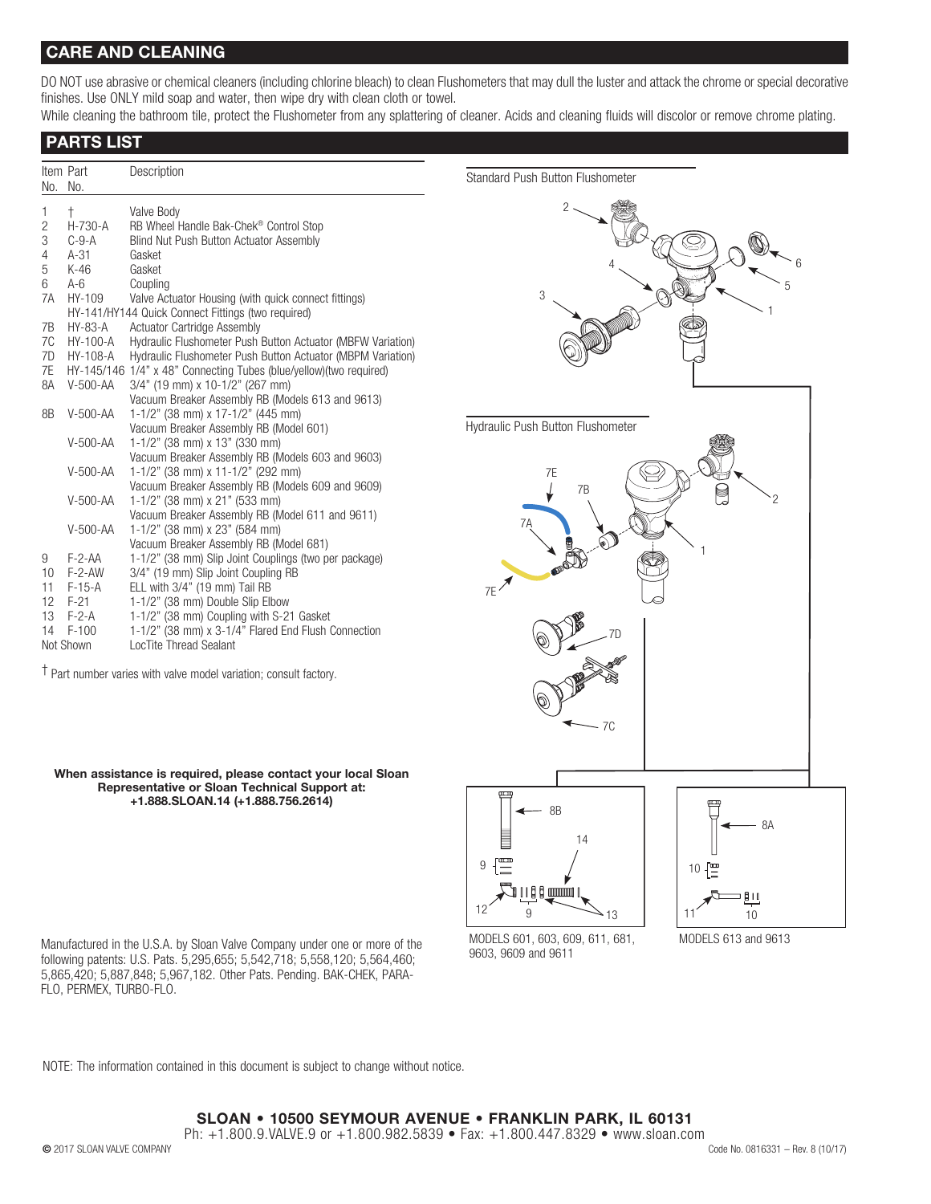## CARE AND CLEANING

DO NOT use abrasive or chemical cleaners (including chlorine bleach) to clean Flushometers that may dull the luster and attack the chrome or special decorative finishes. Use ONLY mild soap and water, then wipe dry with clean cloth or towel.

While cleaning the bathroom tile, protect the Flushometer from any splattering of cleaner. Acids and cleaning fluids will discolor or remove chrome plating.

## PARTS LIST

| Item No. | Part No. | Description |
|---|---|---|
| 1 | † | Valve Body |
| 2 | H-730-A | RB Wheel Handle Bak-Chek® Control Stop |
| 3 | C-9-A | Blind Nut Push Button Actuator Assembly |
| 4 | A-31 | Gasket |
| 5 | K-46 | Gasket |
| 6 | A-6 | Coupling |
| 7A | HY-109 | Valve Actuator Housing (with quick connect fittings) |
| | HY-141/HY144 | Quick Connect Fittings (two required) |
| 7B | HY-83-A | Actuator Cartridge Assembly |
| 7C | HY-100-A | Hydraulic Flushometer Push Button Actuator (MBFW Variation) |
| 7D | HY-108-A | Hydraulic Flushometer Push Button Actuator (MBPM Variation) |
| 7E | HY-145/146 | 1/4" x 48" Connecting Tubes (blue/yellow)(two required) |
| 8A | V-500-AA | 3/4" (19 mm) x 10-1/2" (267 mm) Vacuum Breaker Assembly RB (Models 613 and 9613) |
| 8B | V-500-AA | 1-1/2" (38 mm) x 17-1/2" (445 mm) Vacuum Breaker Assembly RB (Model 601) |
| | V-500-AA | 1-1/2" (38 mm) x 13" (330 mm) Vacuum Breaker Assembly RB (Models 603 and 9603) |
| | V-500-AA | 1-1/2" (38 mm) x 11-1/2" (292 mm) Vacuum Breaker Assembly RB (Models 609 and 9609) |
| | V-500-AA | 1-1/2" (38 mm) x 21" (533 mm) Vacuum Breaker Assembly RB (Model 611 and 9611) |
| | V-500-AA | 1-1/2" (38 mm) x 23" (584 mm) Vacuum Breaker Assembly RB (Model 681) |
| 9 | F-2-AA | 1-1/2" (38 mm) Slip Joint Couplings (two per package) |
| 10 | F-2-AW | 3/4" (19 mm) Slip Joint Coupling RB |
| 11 | F-15-A | ELL with 3/4" (19 mm) Tail RB |
| 12 | F-21 | 1-1/2" (38 mm) Double Slip Elbow |
| 13 | F-2-A | 1-1/2" (38 mm) Coupling with S-21 Gasket |
| 14 | F-100 | 1-1/2" (38 mm) x 3-1/4" Flared End Flush Connection |
| Not Shown | | LocTite Thread Sealant |

† Part number varies with valve model variation; consult factory.

Standard Push Button Flushometer

2
4
6
5
3
1

Hydraulic Push Button Flushometer

7E
7B
7A
2
1
7E
7D
7C

8B
14
9
12
9
13

MODELS 601, 603, 609, 611, 681, 9603, 9609 and 9611

8A
10
11
10

MODELS 613 and 9613

**When assistance is required, please contact your local Sloan Representative or Sloan Technical Support at: +1.888.SLOAN.14 (+1.888.756.2614)**

Manufactured in the U.S.A. by Sloan Valve Company under one or more of the following patents: U.S. Pats. 5,295,655; 5,542,718; 5,558,120; 5,564,460; 5,865,420; 5,887,848; 5,967,182. Other Pats. Pending. BAK-CHEK, PARA-FLO, PERMEX, TURBO-FLO.

NOTE: The information contained in this document is subject to change without notice.

**SLOAN • 10500 SEYMOUR AVENUE • FRANKLIN PARK, IL 60131**

Ph: +1.800.9.VALVE.9 or +1.800.982.5839 • Fax: +1.800.447.8329 • www.sloan.com

© 2017 SLOAN VALVE COMPANY

Code No. 0816331 – Rev. 8 (10/17)